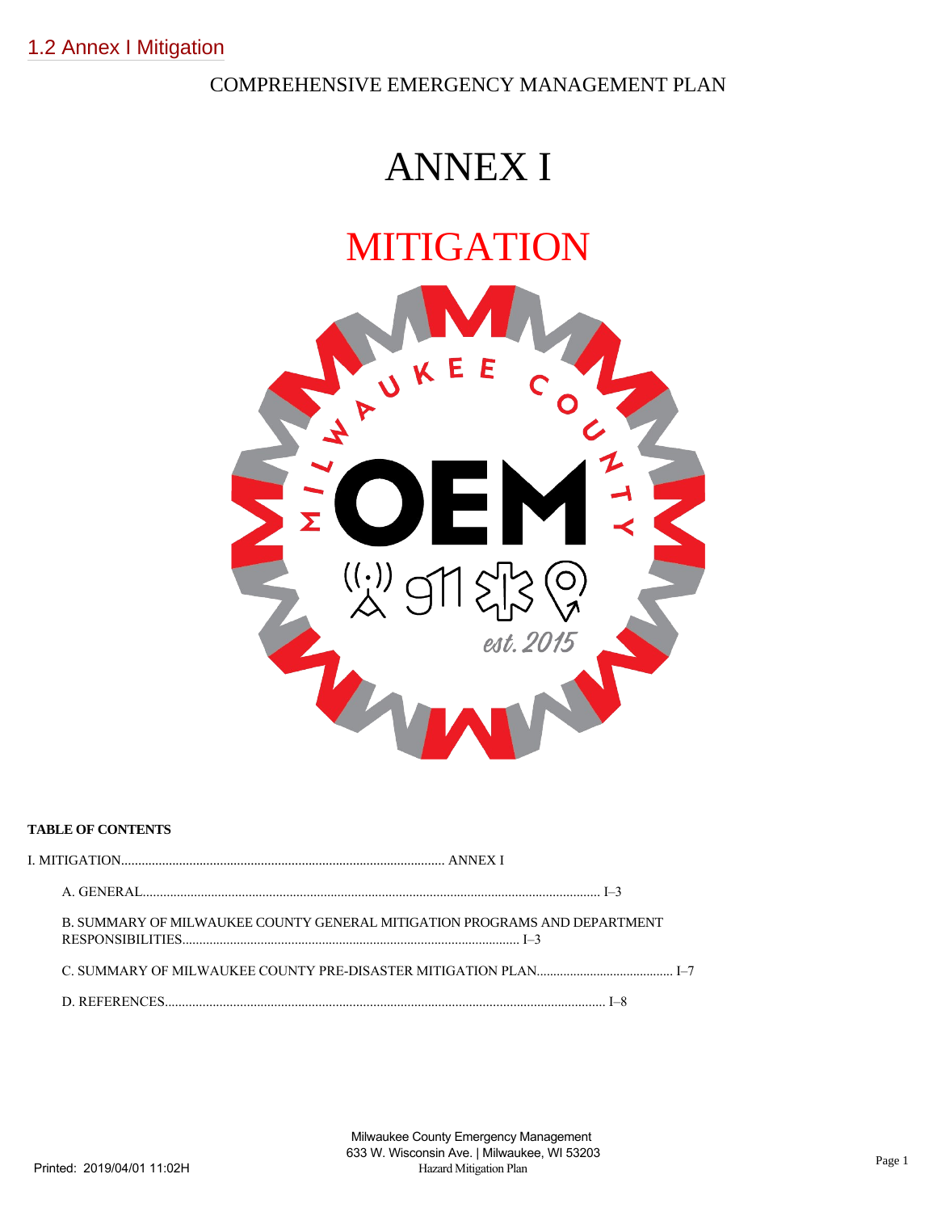## 1.2 Annex I Mitigation

COMPREHENSIVE EMERGENCY MANAGEMENT PLAN

# ANNEX I

# MITIGATION

**TABLE OF CONTENTS**

I. MITIGATION.............................................................................................. ANNEX I

A. GENERAL...................................................................................................................... I–3

B. SUMMARY OF MILWAUKEE COUNTY GENERAL MITIGATION PROGRAMS AND DEPARTMENT RESPONSIBILITIES................................................................................................. I–3

C. SUMMARY OF MILWAUKEE COUNTY PRE-DISASTER MITIGATION PLAN........................................ I–7

D. REFERENCES................................................................................................................ I–8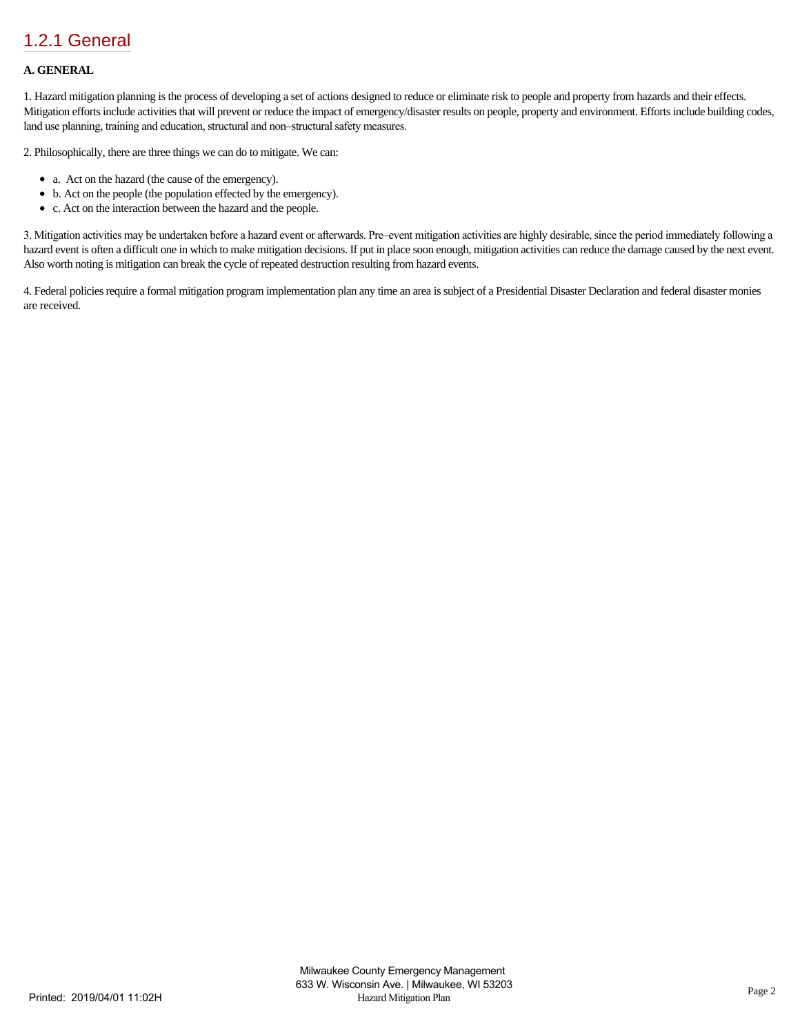## 1.2.1 General

**A. GENERAL**

1. Hazard mitigation planning is the process of developing a set of actions designed to reduce or eliminate risk to people and property from hazards and their effects. Mitigation efforts include activities that will prevent or reduce the impact of emergency/disaster results on people, property and environment. Efforts include building codes, land use planning, training and education, structural and non–structural safety measures.

2. Philosophically, there are three things we can do to mitigate. We can:

- a. Act on the hazard (the cause of the emergency).
- b. Act on the people (the population effected by the emergency).
- c. Act on the interaction between the hazard and the people.

3. Mitigation activities may be undertaken before a hazard event or afterwards. Pre–event mitigation activities are highly desirable, since the period immediately following a hazard event is often a difficult one in which to make mitigation decisions. If put in place soon enough, mitigation activities can reduce the damage caused by the next event. Also worth noting is mitigation can break the cycle of repeated destruction resulting from hazard events.

4. Federal policies require a formal mitigation program implementation plan any time an area is subject of a Presidential Disaster Declaration and federal disaster monies are received.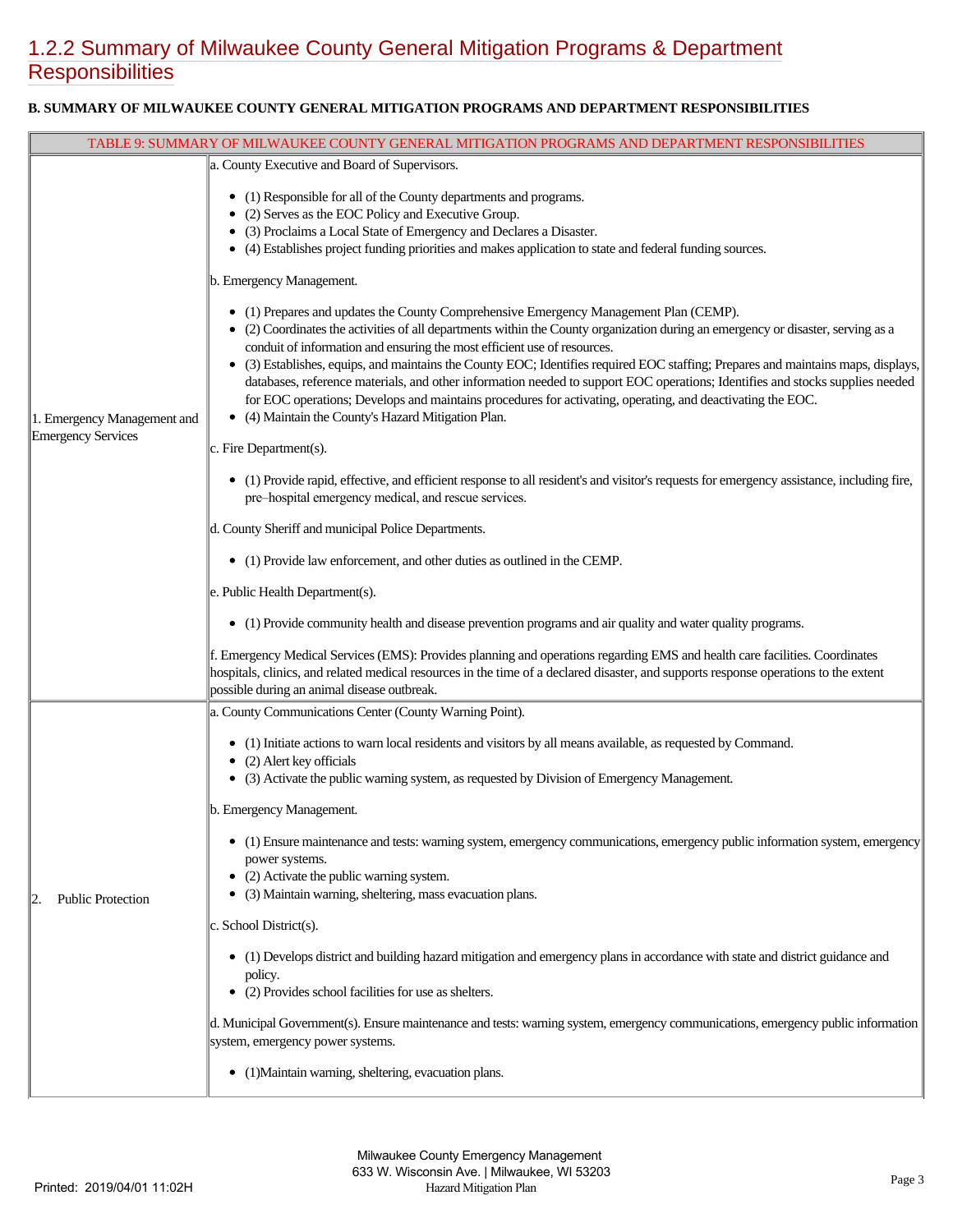# 1.2.2 Summary of Milwaukee County General Mitigation Programs & Department Responsibilities

**B. SUMMARY OF MILWAUKEE COUNTY GENERAL MITIGATION PROGRAMS AND DEPARTMENT RESPONSIBILITIES**

| TABLE 9: SUMMARY OF MILWAUKEE COUNTY GENERAL MITIGATION PROGRAMS AND DEPARTMENT RESPONSIBILITIES | |
|---|---|
| 1. Emergency Management and Emergency Services | a. County Executive and Board of Supervisors.<br><br>• (1) Responsible for all of the County departments and programs.<br>• (2) Serves as the EOC Policy and Executive Group.<br>• (3) Proclaims a Local State of Emergency and Declares a Disaster.<br>• (4) Establishes project funding priorities and makes application to state and federal funding sources.<br><br>b. Emergency Management.<br><br>• (1) Prepares and updates the County Comprehensive Emergency Management Plan (CEMP).<br>• (2) Coordinates the activities of all departments within the County organization during an emergency or disaster, serving as a conduit of information and ensuring the most efficient use of resources.<br>• (3) Establishes, equips, and maintains the County EOC; Identifies required EOC staffing; Prepares and maintains maps, displays, databases, reference materials, and other information needed to support EOC operations; Identifies and stocks supplies needed for EOC operations; Develops and maintains procedures for activating, operating, and deactivating the EOC.<br>• (4) Maintain the County's Hazard Mitigation Plan.<br><br>c. Fire Department(s).<br><br>• (1) Provide rapid, effective, and efficient response to all resident's and visitor's requests for emergency assistance, including fire, pre–hospital emergency medical, and rescue services.<br><br>d. County Sheriff and municipal Police Departments.<br><br>• (1) Provide law enforcement, and other duties as outlined in the CEMP.<br><br>e. Public Health Department(s).<br><br>• (1) Provide community health and disease prevention programs and air quality and water quality programs.<br><br>f. Emergency Medical Services (EMS): Provides planning and operations regarding EMS and health care facilities. Coordinates hospitals, clinics, and related medical resources in the time of a declared disaster, and supports response operations to the extent possible during an animal disease outbreak. |
| 2. Public Protection | a. County Communications Center (County Warning Point).<br><br>• (1) Initiate actions to warn local residents and visitors by all means available, as requested by Command.<br>• (2) Alert key officials<br>• (3) Activate the public warning system, as requested by Division of Emergency Management.<br><br>b. Emergency Management.<br><br>• (1) Ensure maintenance and tests: warning system, emergency communications, emergency public information system, emergency power systems.<br>• (2) Activate the public warning system.<br>• (3) Maintain warning, sheltering, mass evacuation plans.<br><br>c. School District(s).<br><br>• (1) Develops district and building hazard mitigation and emergency plans in accordance with state and district guidance and policy.<br>• (2) Provides school facilities for use as shelters.<br><br>d. Municipal Government(s). Ensure maintenance and tests: warning system, emergency communications, emergency public information system, emergency power systems.<br><br>• (1)Maintain warning, sheltering, evacuation plans. |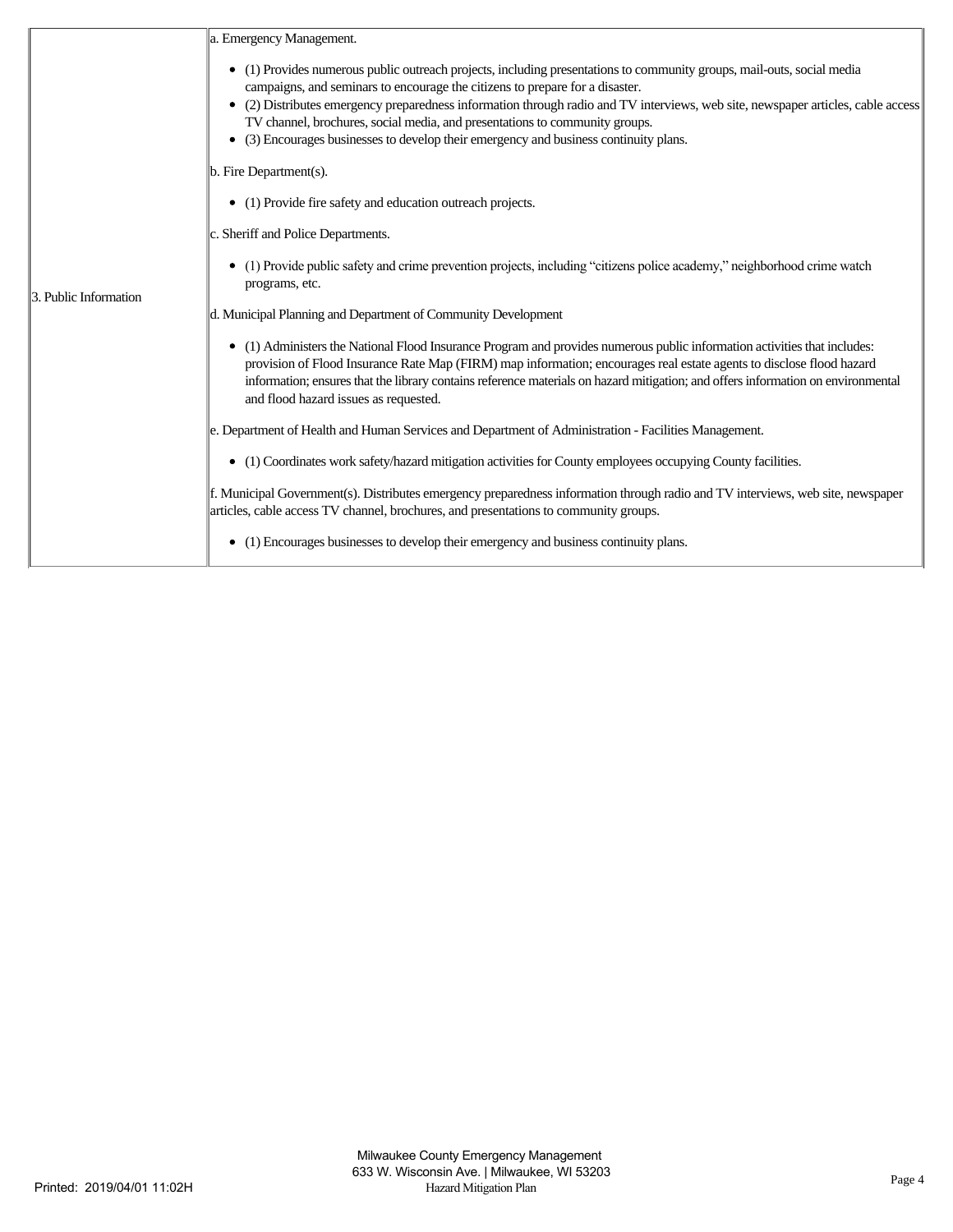| 3. Public Information | a. Emergency Management.<br><br>• (1) Provides numerous public outreach projects, including presentations to community groups, mail-outs, social media campaigns, and seminars to encourage the citizens to prepare for a disaster.<br>• (2) Distributes emergency preparedness information through radio and TV interviews, web site, newspaper articles, cable access TV channel, brochures, social media, and presentations to community groups.<br>• (3) Encourages businesses to develop their emergency and business continuity plans.<br><br>b. Fire Department(s).<br><br>• (1) Provide fire safety and education outreach projects.<br><br>c. Sheriff and Police Departments.<br><br>• (1) Provide public safety and crime prevention projects, including "citizens police academy," neighborhood crime watch programs, etc.<br><br>d. Municipal Planning and Department of Community Development<br><br>• (1) Administers the National Flood Insurance Program and provides numerous public information activities that includes: provision of Flood Insurance Rate Map (FIRM) map information; encourages real estate agents to disclose flood hazard information; ensures that the library contains reference materials on hazard mitigation; and offers information on environmental and flood hazard issues as requested.<br><br>e. Department of Health and Human Services and Department of Administration - Facilities Management.<br><br>• (1) Coordinates work safety/hazard mitigation activities for County employees occupying County facilities.<br><br>f. Municipal Government(s). Distributes emergency preparedness information through radio and TV interviews, web site, newspaper articles, cable access TV channel, brochures, and presentations to community groups.<br><br>• (1) Encourages businesses to develop their emergency and business continuity plans. |
|---|---|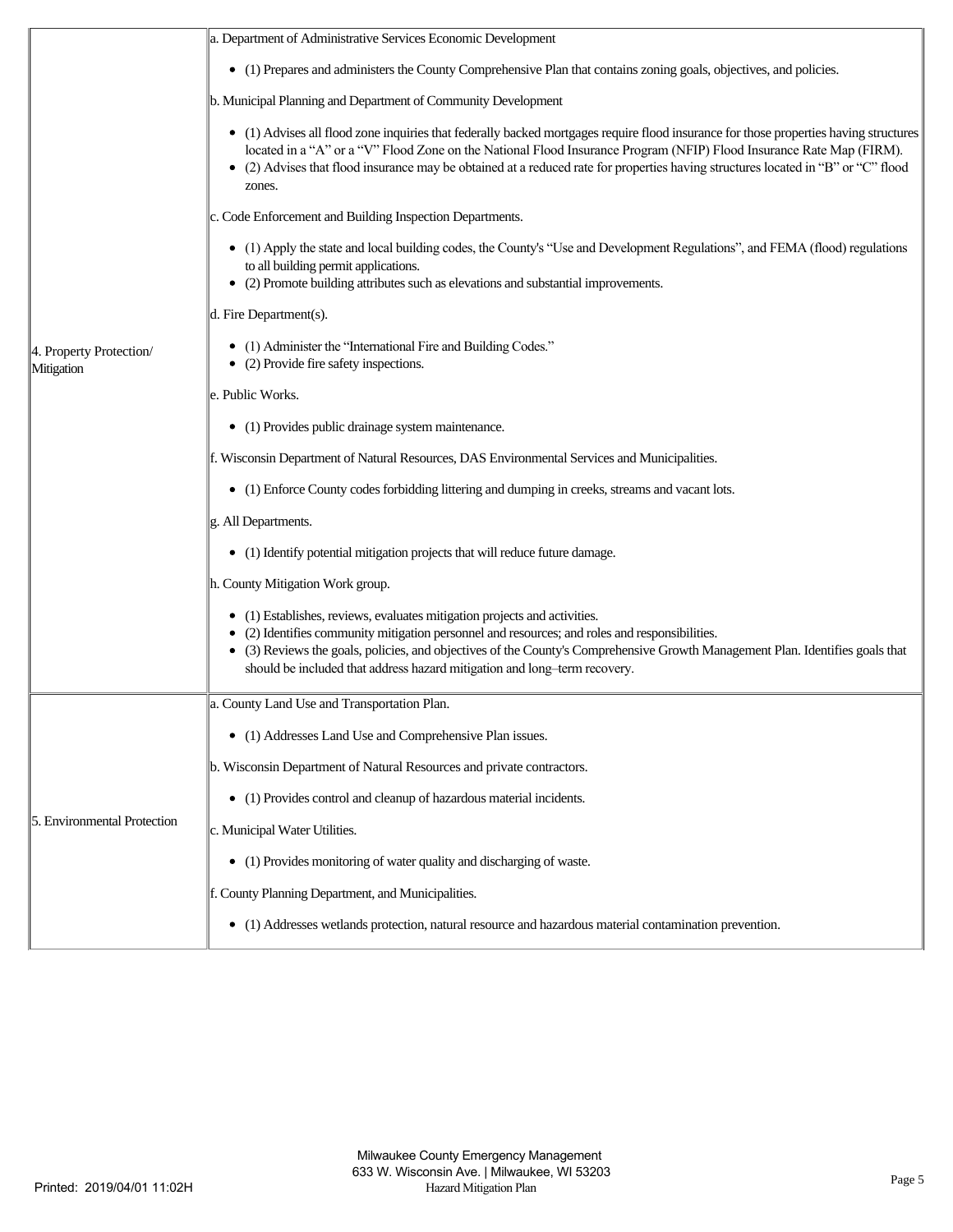| | |
|---|---|
| 4. Property Protection/ Mitigation | a. Department of Administrative Services Economic Development<br><br>• (1) Prepares and administers the County Comprehensive Plan that contains zoning goals, objectives, and policies.<br><br>b. Municipal Planning and Department of Community Development<br><br>• (1) Advises all flood zone inquiries that federally backed mortgages require flood insurance for those properties having structures located in a "A" or a "V" Flood Zone on the National Flood Insurance Program (NFIP) Flood Insurance Rate Map (FIRM).<br>• (2) Advises that flood insurance may be obtained at a reduced rate for properties having structures located in "B" or "C" flood zones.<br><br>c. Code Enforcement and Building Inspection Departments.<br><br>• (1) Apply the state and local building codes, the County's "Use and Development Regulations", and FEMA (flood) regulations to all building permit applications.<br>• (2) Promote building attributes such as elevations and substantial improvements.<br><br>d. Fire Department(s).<br><br>• (1) Administer the "International Fire and Building Codes."<br>• (2) Provide fire safety inspections.<br><br>e. Public Works.<br><br>• (1) Provides public drainage system maintenance.<br><br>f. Wisconsin Department of Natural Resources, DAS Environmental Services and Municipalities.<br><br>• (1) Enforce County codes forbidding littering and dumping in creeks, streams and vacant lots.<br><br>g. All Departments.<br><br>• (1) Identify potential mitigation projects that will reduce future damage.<br><br>h. County Mitigation Work group.<br><br>• (1) Establishes, reviews, evaluates mitigation projects and activities.<br>• (2) Identifies community mitigation personnel and resources; and roles and responsibilities.<br>• (3) Reviews the goals, policies, and objectives of the County's Comprehensive Growth Management Plan. Identifies goals that should be included that address hazard mitigation and long–term recovery. |
| 5. Environmental Protection | a. County Land Use and Transportation Plan.<br><br>• (1) Addresses Land Use and Comprehensive Plan issues.<br><br>b. Wisconsin Department of Natural Resources and private contractors.<br><br>• (1) Provides control and cleanup of hazardous material incidents.<br><br>c. Municipal Water Utilities.<br><br>• (1) Provides monitoring of water quality and discharging of waste.<br><br>f. County Planning Department, and Municipalities.<br><br>• (1) Addresses wetlands protection, natural resource and hazardous material contamination prevention. |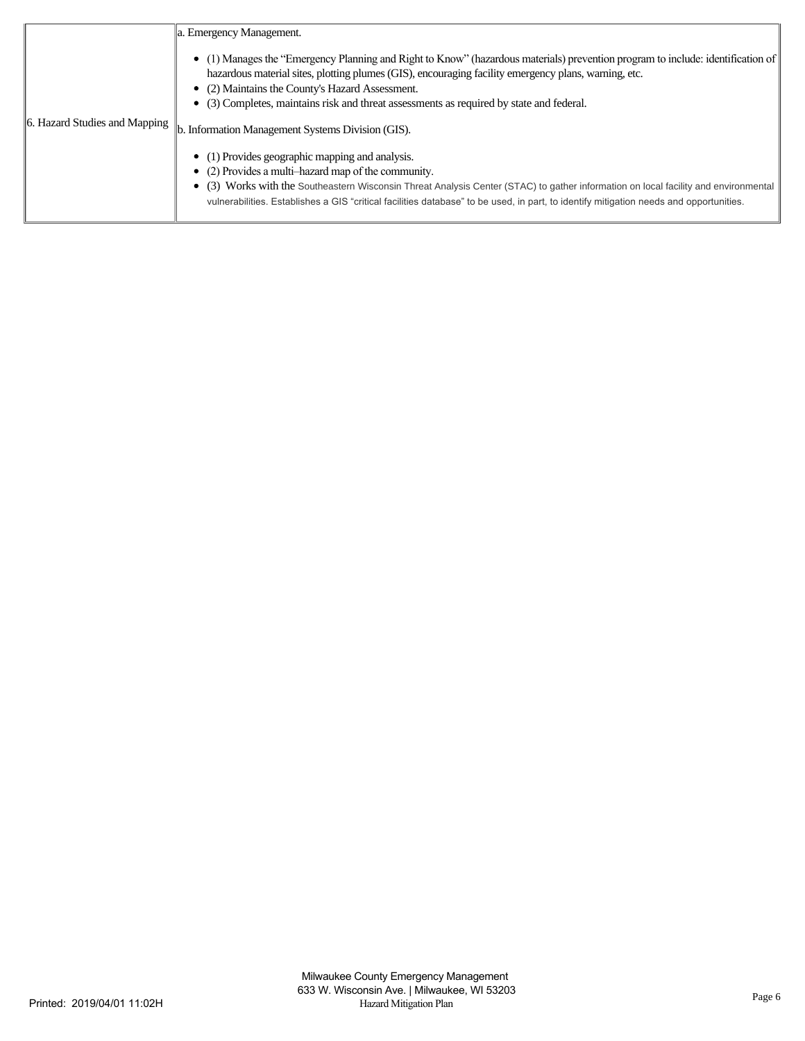| | |
|---|---|
| 6. Hazard Studies and Mapping | a. Emergency Management.<br><br>• (1) Manages the "Emergency Planning and Right to Know" (hazardous materials) prevention program to include: identification of hazardous material sites, plotting plumes (GIS), encouraging facility emergency plans, warning, etc.<br>• (2) Maintains the County's Hazard Assessment.<br>• (3) Completes, maintains risk and threat assessments as required by state and federal.<br><br>b. Information Management Systems Division (GIS).<br><br>• (1) Provides geographic mapping and analysis.<br>• (2) Provides a multi–hazard map of the community.<br>• (3) Works with the Southeastern Wisconsin Threat Analysis Center (STAC) to gather information on local facility and environmental vulnerabilities. Establishes a GIS "critical facilities database" to be used, in part, to identify mitigation needs and opportunities. |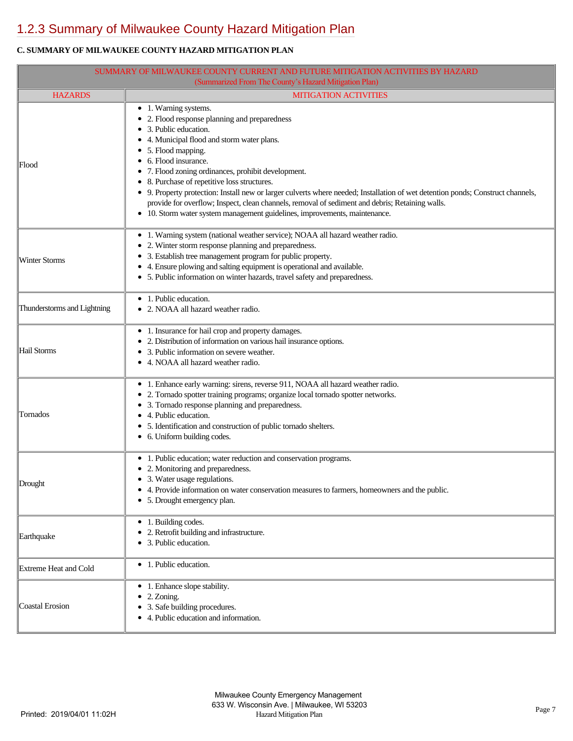# 1.2.3 Summary of Milwaukee County Hazard Mitigation Plan

**C. SUMMARY OF MILWAUKEE COUNTY HAZARD MITIGATION PLAN**

| SUMMARY OF MILWAUKEE COUNTY CURRENT AND FUTURE MITIGATION ACTIVITIES BY HAZARD (Summarized From The County's Hazard Mitigation Plan) | |
|---|---|
| HAZARDS | MITIGATION ACTIVITIES |
| Flood | • 1. Warning systems.<br>• 2. Flood response planning and preparedness<br>• 3. Public education.<br>• 4. Municipal flood and storm water plans.<br>• 5. Flood mapping.<br>• 6. Flood insurance.<br>• 7. Flood zoning ordinances, prohibit development.<br>• 8. Purchase of repetitive loss structures.<br>• 9. Property protection: Install new or larger culverts where needed; Installation of wet detention ponds; Construct channels, provide for overflow; Inspect, clean channels, removal of sediment and debris; Retaining walls.<br>• 10. Storm water system management guidelines, improvements, maintenance. |
| Winter Storms | • 1. Warning system (national weather service); NOAA all hazard weather radio.<br>• 2. Winter storm response planning and preparedness.<br>• 3. Establish tree management program for public property.<br>• 4. Ensure plowing and salting equipment is operational and available.<br>• 5. Public information on winter hazards, travel safety and preparedness. |
| Thunderstorms and Lightning | • 1. Public education.<br>• 2. NOAA all hazard weather radio. |
| Hail Storms | • 1. Insurance for hail crop and property damages.<br>• 2. Distribution of information on various hail insurance options.<br>• 3. Public information on severe weather.<br>• 4. NOAA all hazard weather radio. |
| Tornados | • 1. Enhance early warning: sirens, reverse 911, NOAA all hazard weather radio.<br>• 2. Tornado spotter training programs; organize local tornado spotter networks.<br>• 3. Tornado response planning and preparedness.<br>• 4. Public education.<br>• 5. Identification and construction of public tornado shelters.<br>• 6. Uniform building codes. |
| Drought | • 1. Public education; water reduction and conservation programs.<br>• 2. Monitoring and preparedness.<br>• 3. Water usage regulations.<br>• 4. Provide information on water conservation measures to farmers, homeowners and the public.<br>• 5. Drought emergency plan. |
| Earthquake | • 1. Building codes.<br>• 2. Retrofit building and infrastructure.<br>• 3. Public education. |
| Extreme Heat and Cold | • 1. Public education. |
| Coastal Erosion | • 1. Enhance slope stability.<br>• 2. Zoning.<br>• 3. Safe building procedures.<br>• 4. Public education and information. |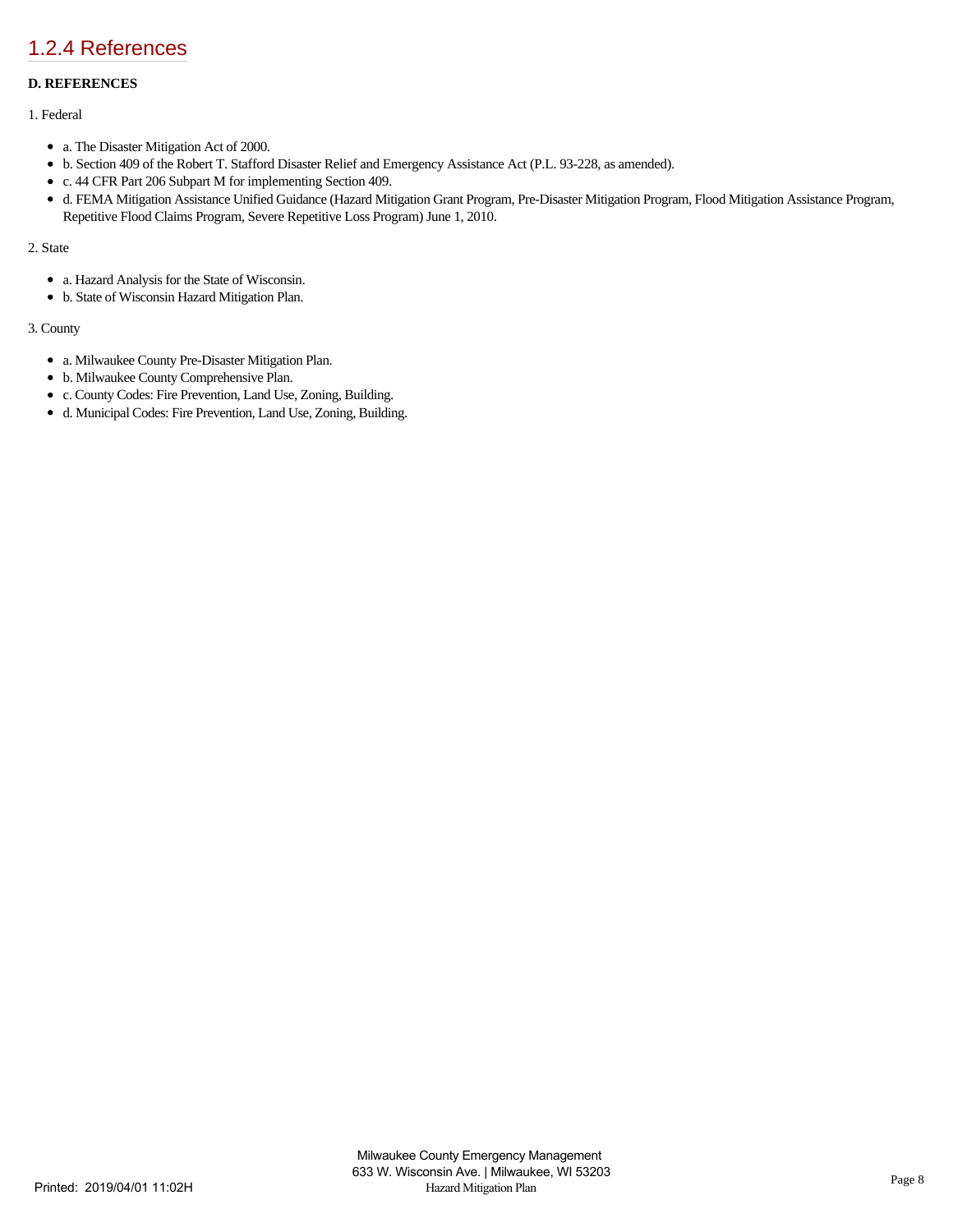## 1.2.4 References

**D. REFERENCES**

1. Federal

- a. The Disaster Mitigation Act of 2000.
- b. Section 409 of the Robert T. Stafford Disaster Relief and Emergency Assistance Act (P.L. 93-228, as amended).
- c. 44 CFR Part 206 Subpart M for implementing Section 409.
- d. FEMA Mitigation Assistance Unified Guidance (Hazard Mitigation Grant Program, Pre-Disaster Mitigation Program, Flood Mitigation Assistance Program, Repetitive Flood Claims Program, Severe Repetitive Loss Program) June 1, 2010.

2. State

- a. Hazard Analysis for the State of Wisconsin.
- b. State of Wisconsin Hazard Mitigation Plan.

3. County

- a. Milwaukee County Pre-Disaster Mitigation Plan.
- b. Milwaukee County Comprehensive Plan.
- c. County Codes: Fire Prevention, Land Use, Zoning, Building.
- d. Municipal Codes: Fire Prevention, Land Use, Zoning, Building.